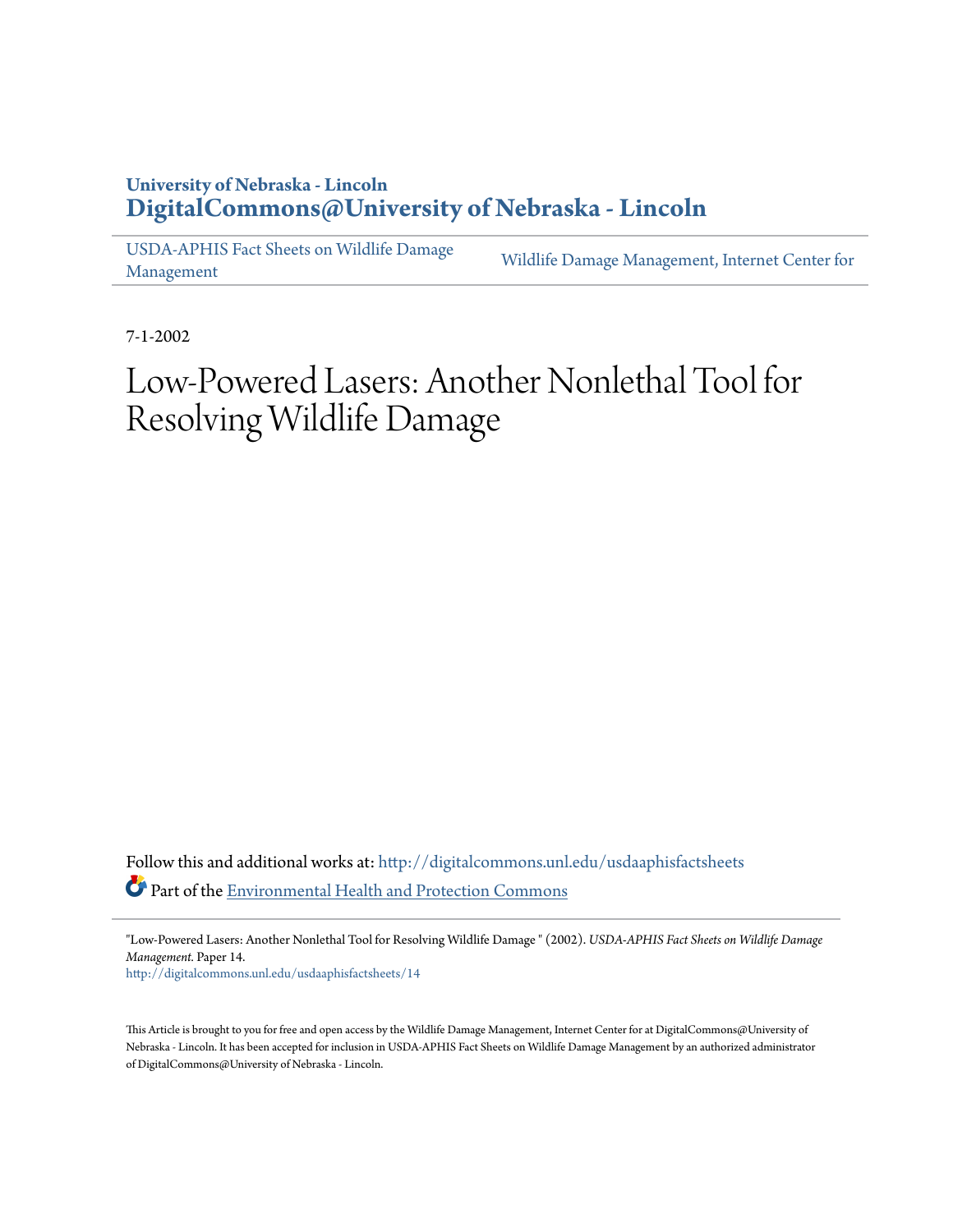University of Nebraska - Lincoln
**DigitalCommons@University of Nebraska - Lincoln**

USDA-APHIS Fact Sheets on Wildlife Damage Management | Wildlife Damage Management, Internet Center for

7-1-2002

# Low-Powered Lasers: Another Nonlethal Tool for Resolving Wildlife Damage

Follow this and additional works at: http://digitalcommons.unl.edu/usdaaphisfactsheets

Part of the Environmental Health and Protection Commons

"Low-Powered Lasers: Another Nonlethal Tool for Resolving Wildlife Damage " (2002). *USDA-APHIS Fact Sheets on Wildlife Damage Management.* Paper 14.
http://digitalcommons.unl.edu/usdaaphisfactsheets/14

This Article is brought to you for free and open access by the Wildlife Damage Management, Internet Center for at DigitalCommons@University of Nebraska - Lincoln. It has been accepted for inclusion in USDA-APHIS Fact Sheets on Wildlife Damage Management by an authorized administrator of DigitalCommons@University of Nebraska - Lincoln.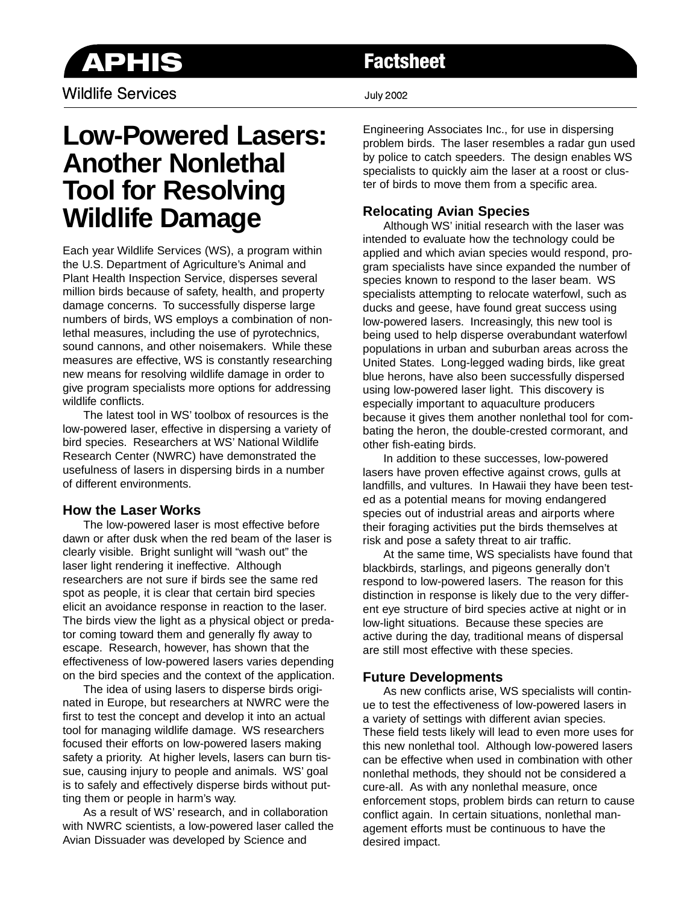APHIS Factsheet

Wildlife Services

July 2002

# Low-Powered Lasers: Another Nonlethal Tool for Resolving Wildlife Damage

Each year Wildlife Services (WS), a program within the U.S. Department of Agriculture's Animal and Plant Health Inspection Service, disperses several million birds because of safety, health, and property damage concerns. To successfully disperse large numbers of birds, WS employs a combination of nonlethal measures, including the use of pyrotechnics, sound cannons, and other noisemakers. While these measures are effective, WS is constantly researching new means for resolving wildlife damage in order to give program specialists more options for addressing wildlife conflicts.

The latest tool in WS' toolbox of resources is the low-powered laser, effective in dispersing a variety of bird species. Researchers at WS' National Wildlife Research Center (NWRC) have demonstrated the usefulness of lasers in dispersing birds in a number of different environments.

## How the Laser Works

The low-powered laser is most effective before dawn or after dusk when the red beam of the laser is clearly visible. Bright sunlight will "wash out" the laser light rendering it ineffective. Although researchers are not sure if birds see the same red spot as people, it is clear that certain bird species elicit an avoidance response in reaction to the laser. The birds view the light as a physical object or predator coming toward them and generally fly away to escape. Research, however, has shown that the effectiveness of low-powered lasers varies depending on the bird species and the context of the application.

The idea of using lasers to disperse birds originated in Europe, but researchers at NWRC were the first to test the concept and develop it into an actual tool for managing wildlife damage. WS researchers focused their efforts on low-powered lasers making safety a priority. At higher levels, lasers can burn tissue, causing injury to people and animals. WS' goal is to safely and effectively disperse birds without putting them or people in harm's way.

As a result of WS' research, and in collaboration with NWRC scientists, a low-powered laser called the Avian Dissuader was developed by Science and Engineering Associates Inc., for use in dispersing problem birds. The laser resembles a radar gun used by police to catch speeders. The design enables WS specialists to quickly aim the laser at a roost or cluster of birds to move them from a specific area.

## Relocating Avian Species

Although WS' initial research with the laser was intended to evaluate how the technology could be applied and which avian species would respond, program specialists have since expanded the number of species known to respond to the laser beam. WS specialists attempting to relocate waterfowl, such as ducks and geese, have found great success using low-powered lasers. Increasingly, this new tool is being used to help disperse overabundant waterfowl populations in urban and suburban areas across the United States. Long-legged wading birds, like great blue herons, have also been successfully dispersed using low-powered laser light. This discovery is especially important to aquaculture producers because it gives them another nonlethal tool for combating the heron, the double-crested cormorant, and other fish-eating birds.

In addition to these successes, low-powered lasers have proven effective against crows, gulls at landfills, and vultures. In Hawaii they have been tested as a potential means for moving endangered species out of industrial areas and airports where their foraging activities put the birds themselves at risk and pose a safety threat to air traffic.

At the same time, WS specialists have found that blackbirds, starlings, and pigeons generally don't respond to low-powered lasers. The reason for this distinction in response is likely due to the very different eye structure of bird species active at night or in low-light situations. Because these species are active during the day, traditional means of dispersal are still most effective with these species.

## Future Developments

As new conflicts arise, WS specialists will continue to test the effectiveness of low-powered lasers in a variety of settings with different avian species. These field tests likely will lead to even more uses for this new nonlethal tool. Although low-powered lasers can be effective when used in combination with other nonlethal methods, they should not be considered a cure-all. As with any nonlethal measure, once enforcement stops, problem birds can return to cause conflict again. In certain situations, nonlethal management efforts must be continuous to have the desired impact.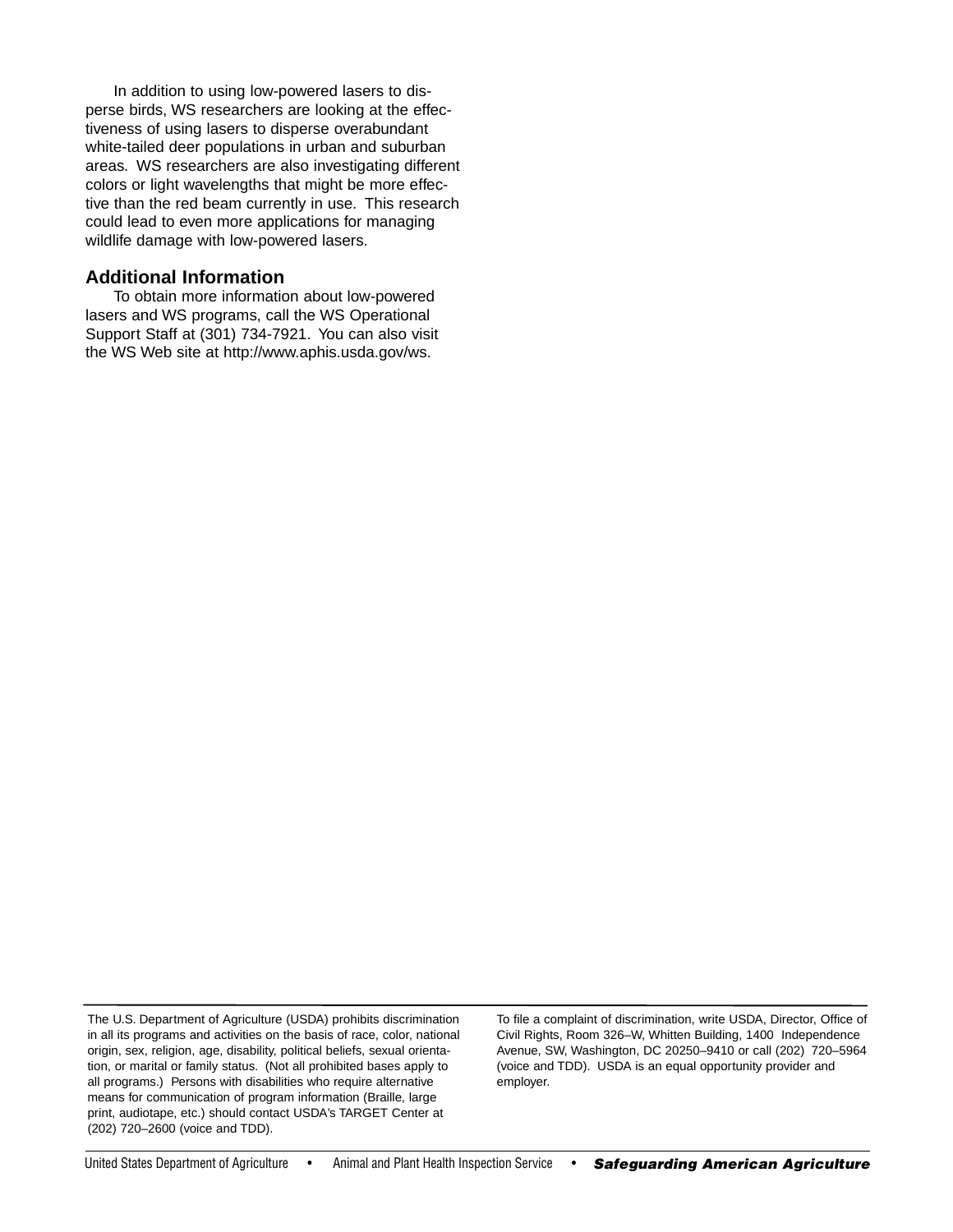In addition to using low-powered lasers to disperse birds, WS researchers are looking at the effectiveness of using lasers to disperse overabundant white-tailed deer populations in urban and suburban areas. WS researchers are also investigating different colors or light wavelengths that might be more effective than the red beam currently in use. This research could lead to even more applications for managing wildlife damage with low-powered lasers.

## Additional Information

To obtain more information about low-powered lasers and WS programs, call the WS Operational Support Staff at (301) 734-7921. You can also visit the WS Web site at http://www.aphis.usda.gov/ws.

The U.S. Department of Agriculture (USDA) prohibits discrimination in all its programs and activities on the basis of race, color, national origin, sex, religion, age, disability, political beliefs, sexual orientation, or marital or family status. (Not all prohibited bases apply to all programs.) Persons with disabilities who require alternative means for communication of program information (Braille, large print, audiotape, etc.) should contact USDA's TARGET Center at (202) 720–2600 (voice and TDD).

To file a complaint of discrimination, write USDA, Director, Office of Civil Rights, Room 326–W, Whitten Building, 1400 Independence Avenue, SW, Washington, DC 20250–9410 or call (202) 720–5964 (voice and TDD). USDA is an equal opportunity provider and employer.

United States Department of Agriculture • Animal and Plant Health Inspection Service • ***Safeguarding American Agriculture***